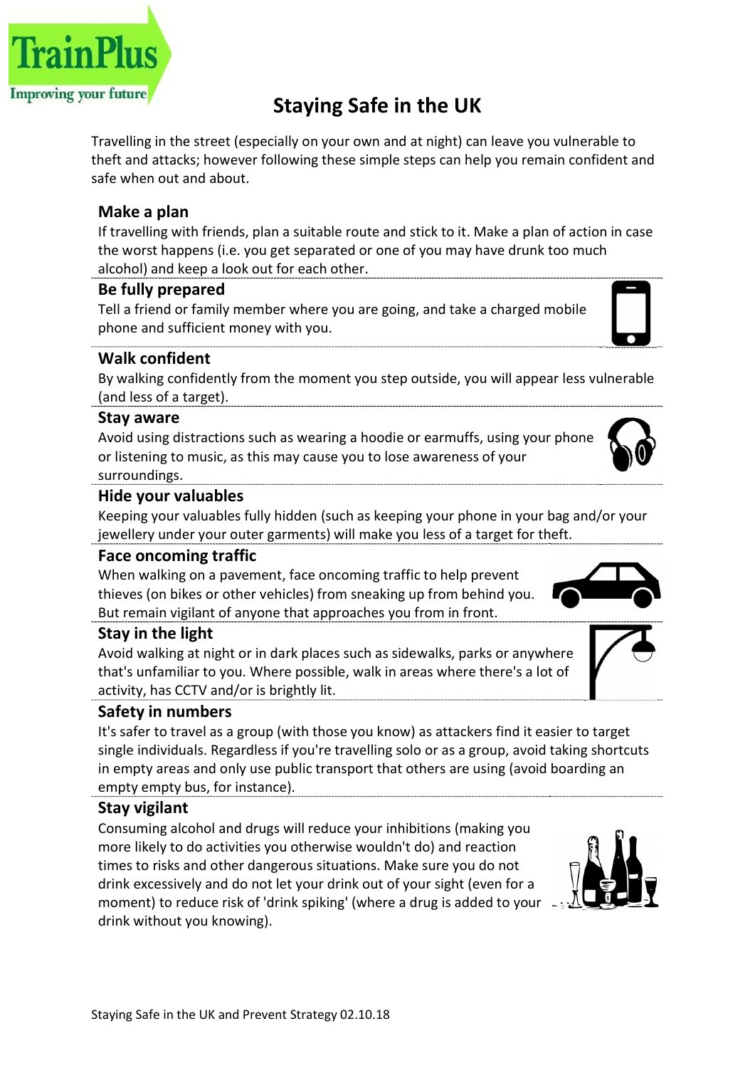TrainPlus
Improving your future

# Staying Safe in the UK

Travelling in the street (especially on your own and at night) can leave you vulnerable to theft and attacks; however following these simple steps can help you remain confident and safe when out and about.

## Make a plan

If travelling with friends, plan a suitable route and stick to it. Make a plan of action in case the worst happens (i.e. you get separated or one of you may have drunk too much alcohol) and keep a look out for each other.

## Be fully prepared

Tell a friend or family member where you are going, and take a charged mobile phone and sufficient money with you.

## Walk confident

By walking confidently from the moment you step outside, you will appear less vulnerable (and less of a target).

## Stay aware

Avoid using distractions such as wearing a hoodie or earmuffs, using your phone or listening to music, as this may cause you to lose awareness of your surroundings.

## Hide your valuables

Keeping your valuables fully hidden (such as keeping your phone in your bag and/or your jewellery under your outer garments) will make you less of a target for theft.

## Face oncoming traffic

When walking on a pavement, face oncoming traffic to help prevent thieves (on bikes or other vehicles) from sneaking up from behind you. But remain vigilant of anyone that approaches you from in front.

## Stay in the light

Avoid walking at night or in dark places such as sidewalks, parks or anywhere that's unfamiliar to you. Where possible, walk in areas where there's a lot of activity, has CCTV and/or is brightly lit.

## Safety in numbers

It's safer to travel as a group (with those you know) as attackers find it easier to target single individuals. Regardless if you're travelling solo or as a group, avoid taking shortcuts in empty areas and only use public transport that others are using (avoid boarding an empty empty bus, for instance).

## Stay vigilant

Consuming alcohol and drugs will reduce your inhibitions (making you more likely to do activities you otherwise wouldn't do) and reaction times to risks and other dangerous situations. Make sure you do not drink excessively and do not let your drink out of your sight (even for a moment) to reduce risk of 'drink spiking' (where a drug is added to your drink without you knowing).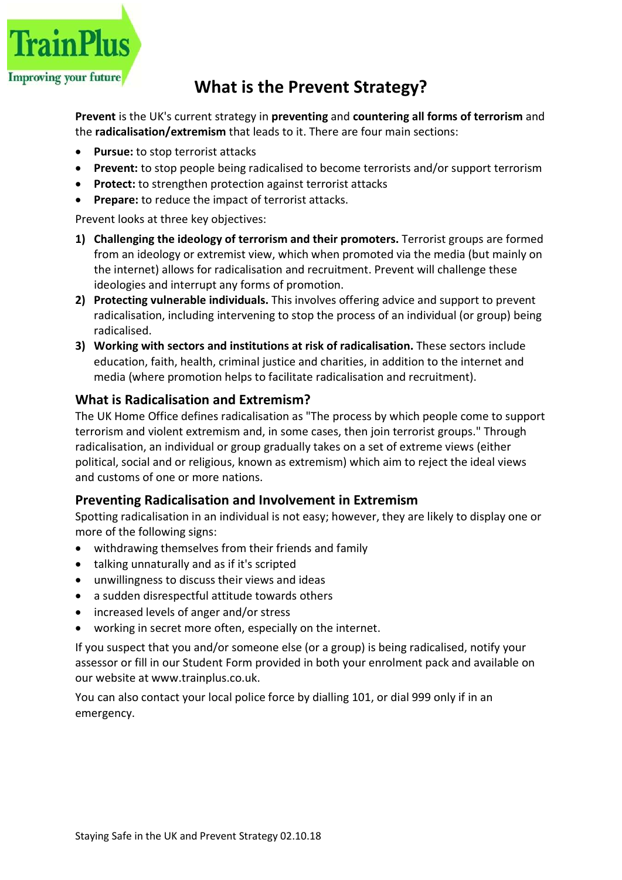# What is the Prevent Strategy?

**Prevent** is the UK's current strategy in **preventing** and **countering all forms of terrorism** and the **radicalisation/extremism** that leads to it. There are four main sections:

- **Pursue:** to stop terrorist attacks
- **Prevent:** to stop people being radicalised to become terrorists and/or support terrorism
- **Protect:** to strengthen protection against terrorist attacks
- **Prepare:** to reduce the impact of terrorist attacks.

Prevent looks at three key objectives:

1) **Challenging the ideology of terrorism and their promoters.** Terrorist groups are formed from an ideology or extremist view, which when promoted via the media (but mainly on the internet) allows for radicalisation and recruitment. Prevent will challenge these ideologies and interrupt any forms of promotion.
2) **Protecting vulnerable individuals.** This involves offering advice and support to prevent radicalisation, including intervening to stop the process of an individual (or group) being radicalised.
3) **Working with sectors and institutions at risk of radicalisation.** These sectors include education, faith, health, criminal justice and charities, in addition to the internet and media (where promotion helps to facilitate radicalisation and recruitment).

## What is Radicalisation and Extremism?

The UK Home Office defines radicalisation as "The process by which people come to support terrorism and violent extremism and, in some cases, then join terrorist groups." Through radicalisation, an individual or group gradually takes on a set of extreme views (either political, social and or religious, known as extremism) which aim to reject the ideal views and customs of one or more nations.

## Preventing Radicalisation and Involvement in Extremism

Spotting radicalisation in an individual is not easy; however, they are likely to display one or more of the following signs:

- withdrawing themselves from their friends and family
- talking unnaturally and as if it's scripted
- unwillingness to discuss their views and ideas
- a sudden disrespectful attitude towards others
- increased levels of anger and/or stress
- working in secret more often, especially on the internet.

If you suspect that you and/or someone else (or a group) is being radicalised, notify your assessor or fill in our Student Form provided in both your enrolment pack and available on our website at www.trainplus.co.uk.

You can also contact your local police force by dialling 101, or dial 999 only if in an emergency.